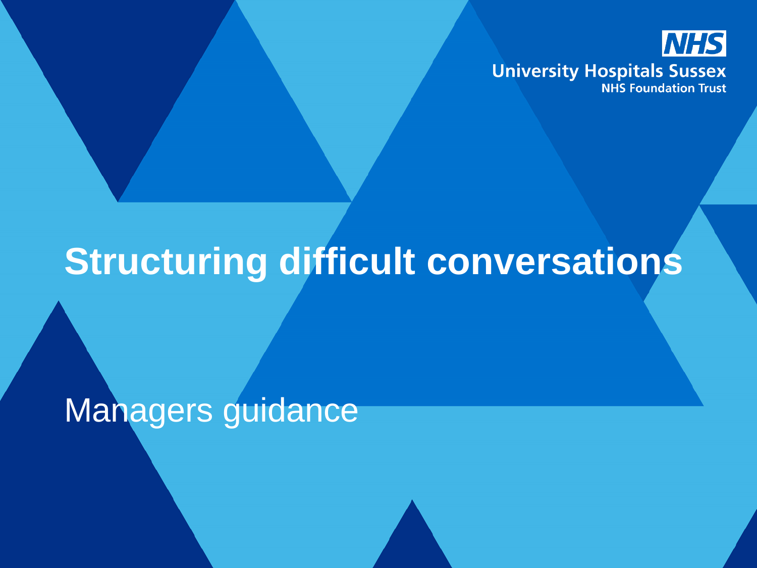NHS
University Hospitals Sussex
NHS Foundation Trust

# Structuring difficult conversations

Managers guidance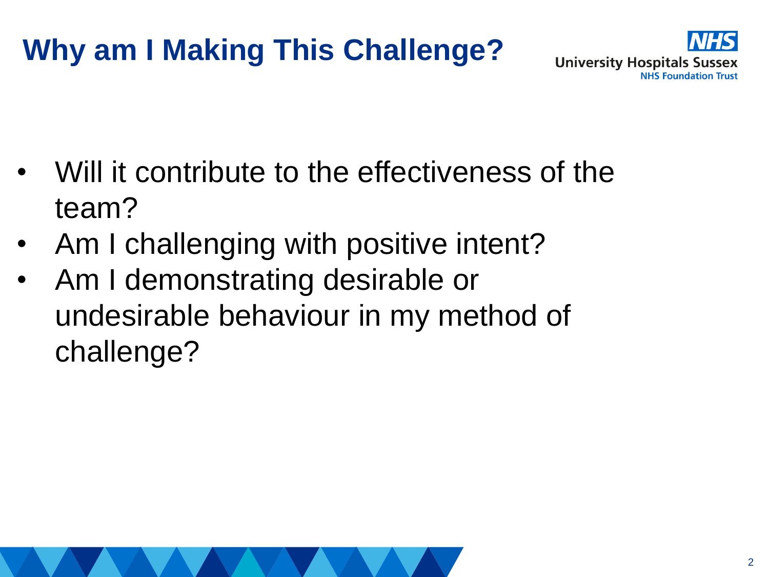# Why am I Making This Challenge?

- Will it contribute to the effectiveness of the team?
- Am I challenging with positive intent?
- Am I demonstrating desirable or undesirable behaviour in my method of challenge?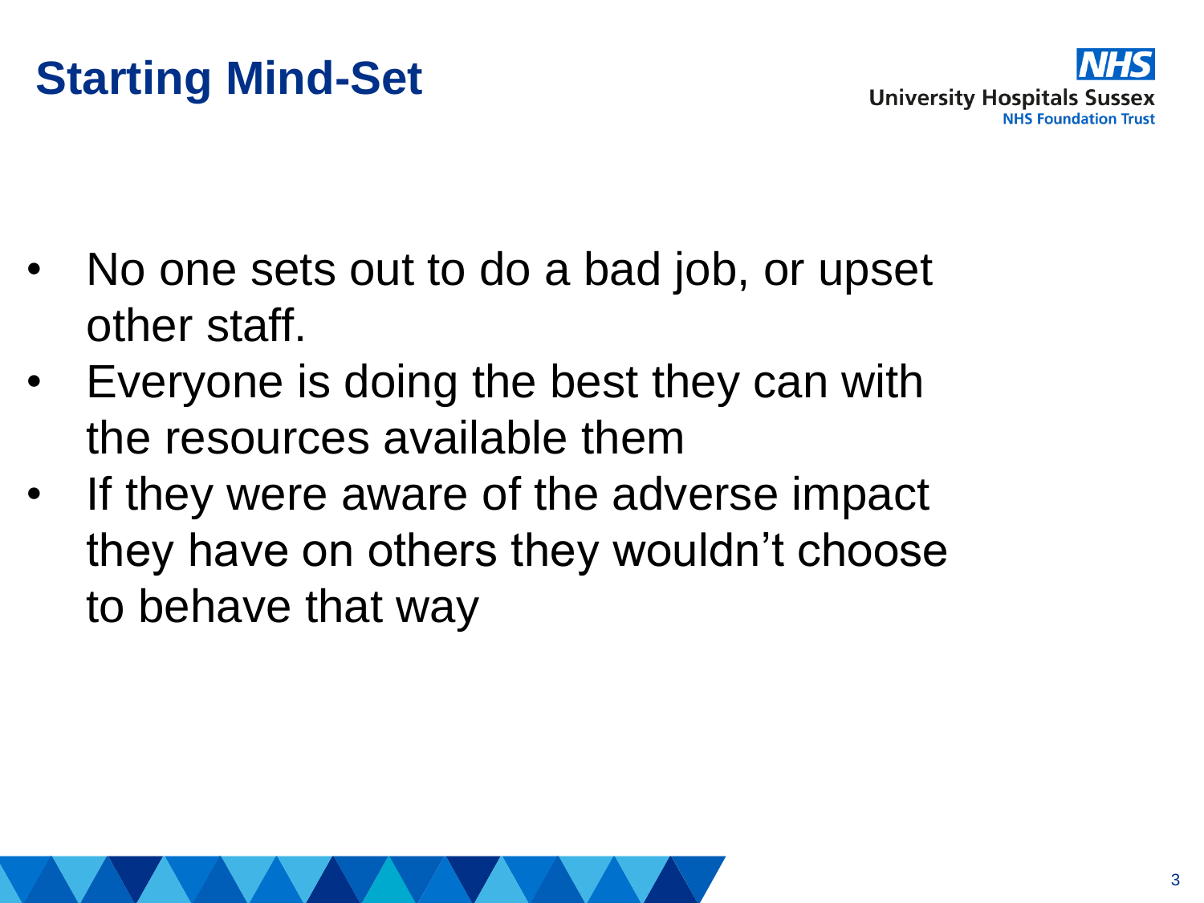# Starting Mind-Set

- No one sets out to do a bad job, or upset other staff.
- Everyone is doing the best they can with the resources available them
- If they were aware of the adverse impact they have on others they wouldn't choose to behave that way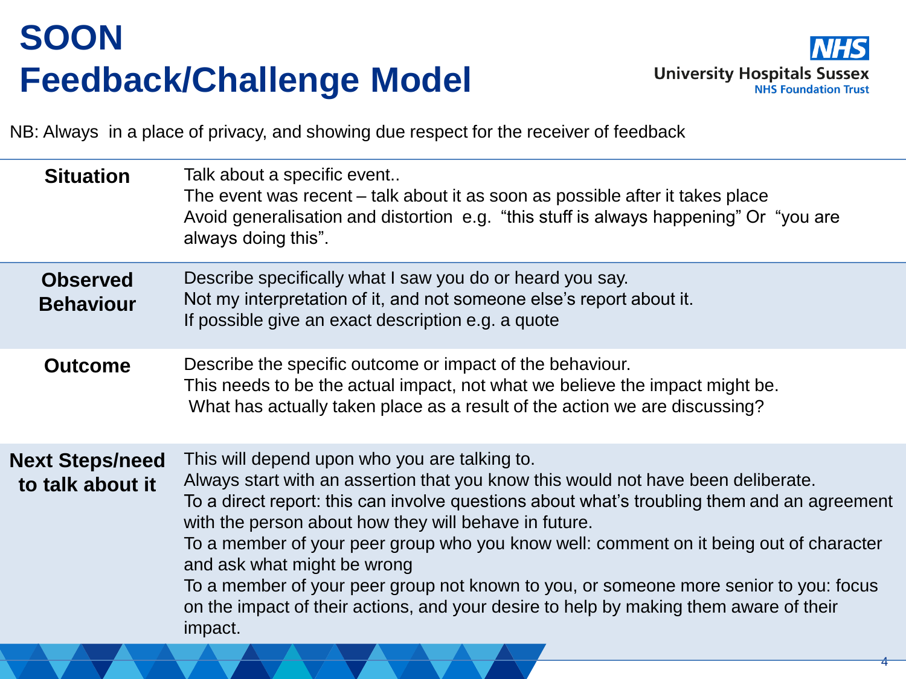# SOON Feedback/Challenge Model

University Hospitals Sussex
NHS Foundation Trust

NB: Always  in a place of privacy, and showing due respect for the receiver of feedback

| | |
|---|---|
| **Situation** | Talk about a specific event..<br>The event was recent – talk about it as soon as possible after it takes place<br>Avoid generalisation and distortion  e.g.  “this stuff is always happening” Or  “you are always doing this”. |
| **Observed Behaviour** | Describe specifically what I saw you do or heard you say.<br>Not my interpretation of it, and not someone else’s report about it.<br>If possible give an exact description e.g. a quote |
| **Outcome** | Describe the specific outcome or impact of the behaviour.<br>This needs to be the actual impact, not what we believe the impact might be.<br>What has actually taken place as a result of the action we are discussing? |
| **Next Steps/need to talk about it** | This will depend upon who you are talking to.<br>Always start with an assertion that you know this would not have been deliberate.<br>To a direct report: this can involve questions about what’s troubling them and an agreement with the person about how they will behave in future.<br>To a member of your peer group who you know well: comment on it being out of character and ask what might be wrong<br>To a member of your peer group not known to you, or someone more senior to you: focus on the impact of their actions, and your desire to help by making them aware of their impact. |